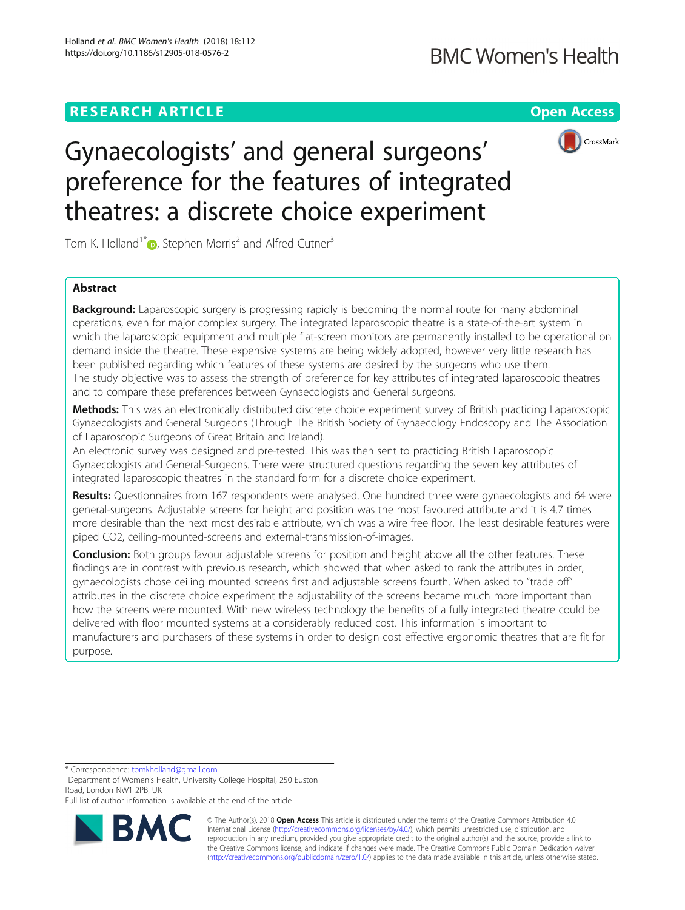RESEARCH ARTICLE

Open Access

# Gynaecologists' and general surgeons' preference for the features of integrated theatres: a discrete choice experiment

Tom K. Holland[1*], Stephen Morris[2] and Alfred Cutner[3]

## Abstract

**Background:** Laparoscopic surgery is progressing rapidly is becoming the normal route for many abdominal operations, even for major complex surgery. The integrated laparoscopic theatre is a state-of-the-art system in which the laparoscopic equipment and multiple flat-screen monitors are permanently installed to be operational on demand inside the theatre. These expensive systems are being widely adopted, however very little research has been published regarding which features of these systems are desired by the surgeons who use them. The study objective was to assess the strength of preference for key attributes of integrated laparoscopic theatres and to compare these preferences between Gynaecologists and General surgeons.

**Methods:** This was an electronically distributed discrete choice experiment survey of British practicing Laparoscopic Gynaecologists and General Surgeons (Through The British Society of Gynaecology Endoscopy and The Association of Laparoscopic Surgeons of Great Britain and Ireland).

An electronic survey was designed and pre-tested. This was then sent to practicing British Laparoscopic Gynaecologists and General-Surgeons. There were structured questions regarding the seven key attributes of integrated laparoscopic theatres in the standard form for a discrete choice experiment.

**Results:** Questionnaires from 167 respondents were analysed. One hundred three were gynaecologists and 64 were general-surgeons. Adjustable screens for height and position was the most favoured attribute and it is 4.7 times more desirable than the next most desirable attribute, which was a wire free floor. The least desirable features were piped CO2, ceiling-mounted-screens and external-transmission-of-images.

**Conclusion:** Both groups favour adjustable screens for position and height above all the other features. These findings are in contrast with previous research, which showed that when asked to rank the attributes in order, gynaecologists chose ceiling mounted screens first and adjustable screens fourth. When asked to "trade off" attributes in the discrete choice experiment the adjustability of the screens became much more important than how the screens were mounted. With new wireless technology the benefits of a fully integrated theatre could be delivered with floor mounted systems at a considerably reduced cost. This information is important to manufacturers and purchasers of these systems in order to design cost effective ergonomic theatres that are fit for purpose.

\* Correspondence: tomkholland@gmail.com

[1]Department of Women's Health, University College Hospital, 250 Euston Road, London NW1 2PB, UK

Full list of author information is available at the end of the article

© The Author(s). 2018 **Open Access** This article is distributed under the terms of the Creative Commons Attribution 4.0 International License (http://creativecommons.org/licenses/by/4.0/), which permits unrestricted use, distribution, and reproduction in any medium, provided you give appropriate credit to the original author(s) and the source, provide a link to the Creative Commons license, and indicate if changes were made. The Creative Commons Public Domain Dedication waiver (http://creativecommons.org/publicdomain/zero/1.0/) applies to the data made available in this article, unless otherwise stated.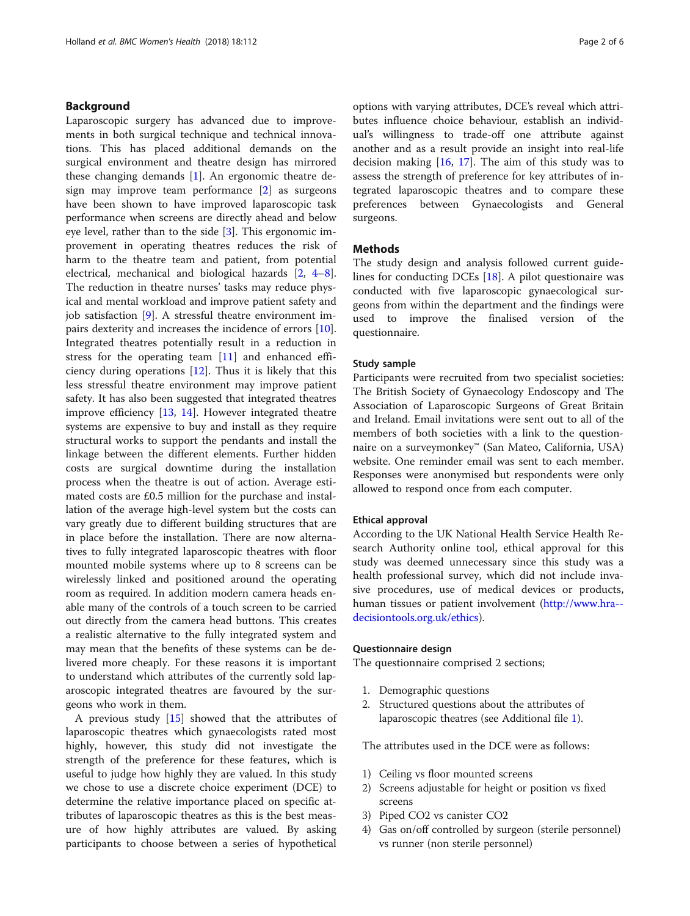## Background

Laparoscopic surgery has advanced due to improvements in both surgical technique and technical innovations. This has placed additional demands on the surgical environment and theatre design has mirrored these changing demands [1]. An ergonomic theatre design may improve team performance [2] as surgeons have been shown to have improved laparoscopic task performance when screens are directly ahead and below eye level, rather than to the side [3]. This ergonomic improvement in operating theatres reduces the risk of harm to the theatre team and patient, from potential electrical, mechanical and biological hazards [2, 4–8]. The reduction in theatre nurses' tasks may reduce physical and mental workload and improve patient safety and job satisfaction [9]. A stressful theatre environment impairs dexterity and increases the incidence of errors [10]. Integrated theatres potentially result in a reduction in stress for the operating team [11] and enhanced efficiency during operations [12]. Thus it is likely that this less stressful theatre environment may improve patient safety. It has also been suggested that integrated theatres improve efficiency [13, 14]. However integrated theatre systems are expensive to buy and install as they require structural works to support the pendants and install the linkage between the different elements. Further hidden costs are surgical downtime during the installation process when the theatre is out of action. Average estimated costs are £0.5 million for the purchase and installation of the average high-level system but the costs can vary greatly due to different building structures that are in place before the installation. There are now alternatives to fully integrated laparoscopic theatres with floor mounted mobile systems where up to 8 screens can be wirelessly linked and positioned around the operating room as required. In addition modern camera heads enable many of the controls of a touch screen to be carried out directly from the camera head buttons. This creates a realistic alternative to the fully integrated system and may mean that the benefits of these systems can be delivered more cheaply. For these reasons it is important to understand which attributes of the currently sold laparoscopic integrated theatres are favoured by the surgeons who work in them.

A previous study [15] showed that the attributes of laparoscopic theatres which gynaecologists rated most highly, however, this study did not investigate the strength of the preference for these features, which is useful to judge how highly they are valued. In this study we chose to use a discrete choice experiment (DCE) to determine the relative importance placed on specific attributes of laparoscopic theatres as this is the best measure of how highly attributes are valued. By asking participants to choose between a series of hypothetical options with varying attributes, DCE's reveal which attributes influence choice behaviour, establish an individual's willingness to trade-off one attribute against another and as a result provide an insight into real-life decision making [16, 17]. The aim of this study was to assess the strength of preference for key attributes of integrated laparoscopic theatres and to compare these preferences between Gynaecologists and General surgeons.

## Methods

The study design and analysis followed current guidelines for conducting DCEs [18]. A pilot questionnaire was conducted with five laparoscopic gynaecological surgeons from within the department and the findings were used to improve the finalised version of the questionnaire.

### Study sample

Participants were recruited from two specialist societies: The British Society of Gynaecology Endoscopy and The Association of Laparoscopic Surgeons of Great Britain and Ireland. Email invitations were sent out to all of the members of both societies with a link to the questionnaire on a surveymonkey™ (San Mateo, California, USA) website. One reminder email was sent to each member. Responses were anonymised but respondents were only allowed to respond once from each computer.

### Ethical approval

According to the UK National Health Service Health Research Authority online tool, ethical approval for this study was deemed unnecessary since this study was a health professional survey, which did not include invasive procedures, use of medical devices or products, human tissues or patient involvement (http://www.hra-decisiontools.org.uk/ethics).

### Questionnaire design

The questionnaire comprised 2 sections;

1. Demographic questions
2. Structured questions about the attributes of laparoscopic theatres (see Additional file 1).

The attributes used in the DCE were as follows:

1) Ceiling vs floor mounted screens
2) Screens adjustable for height or position vs fixed screens
3) Piped $CO_2$ vs canister $CO_2$
4) Gas on/off controlled by surgeon (sterile personnel) vs runner (non sterile personnel)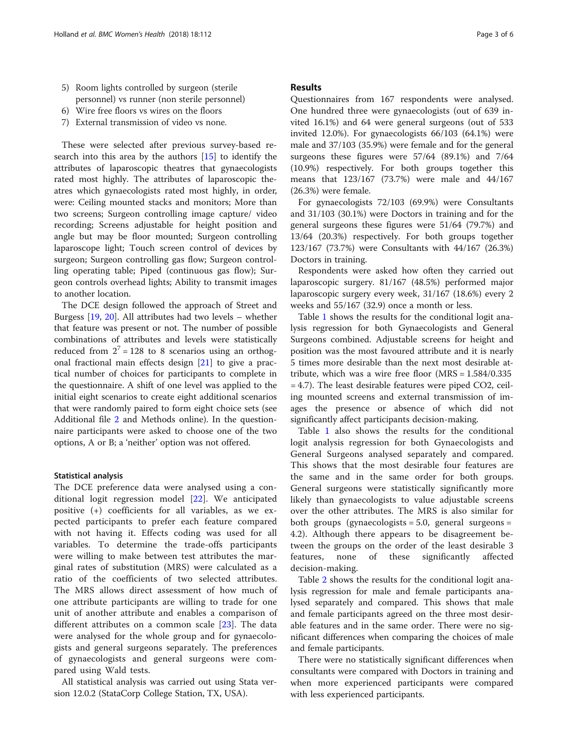5) Room lights controlled by surgeon (sterile personnel) vs runner (non sterile personnel)
6) Wire free floors vs wires on the floors
7) External transmission of video vs none.

These were selected after previous survey-based research into this area by the authors [15] to identify the attributes of laparoscopic theatres that gynaecologists rated most highly. The attributes of laparoscopic theatres which gynaecologists rated most highly, in order, were: Ceiling mounted stacks and monitors; More than two screens; Surgeon controlling image capture/ video recording; Screens adjustable for height position and angle but may be floor mounted; Surgeon controlling laparoscope light; Touch screen control of devices by surgeon; Surgeon controlling gas flow; Surgeon controlling operating table; Piped (continuous gas flow); Surgeon controls overhead lights; Ability to transmit images to another location.

The DCE design followed the approach of Street and Burgess [19, 20]. All attributes had two levels – whether that feature was present or not. The number of possible combinations of attributes and levels were statistically reduced from $2^7 = 128$ to 8 scenarios using an orthogonal fractional main effects design [21] to give a practical number of choices for participants to complete in the questionnaire. A shift of one level was applied to the initial eight scenarios to create eight additional scenarios that were randomly paired to form eight choice sets (see Additional file 2 and Methods online). In the questionnaire participants were asked to choose one of the two options, A or B; a 'neither' option was not offered.

### Statistical analysis

The DCE preference data were analysed using a conditional logit regression model [22]. We anticipated positive (+) coefficients for all variables, as we expected participants to prefer each feature compared with not having it. Effects coding was used for all variables. To determine the trade-offs participants were willing to make between test attributes the marginal rates of substitution (MRS) were calculated as a ratio of the coefficients of two selected attributes. The MRS allows direct assessment of how much of one attribute participants are willing to trade for one unit of another attribute and enables a comparison of different attributes on a common scale [23]. The data were analysed for the whole group and for gynaecologists and general surgeons separately. The preferences of gynaecologists and general surgeons were compared using Wald tests.

All statistical analysis was carried out using Stata version 12.0.2 (StataCorp College Station, TX, USA).

## Results

Questionnaires from 167 respondents were analysed. One hundred three were gynaecologists (out of 639 invited 16.1%) and 64 were general surgeons (out of 533 invited 12.0%). For gynaecologists 66/103 (64.1%) were male and 37/103 (35.9%) were female and for the general surgeons these figures were 57/64 (89.1%) and 7/64 (10.9%) respectively. For both groups together this means that 123/167 (73.7%) were male and 44/167 (26.3%) were female.

For gynaecologists 72/103 (69.9%) were Consultants and 31/103 (30.1%) were Doctors in training and for the general surgeons these figures were 51/64 (79.7%) and 13/64 (20.3%) respectively. For both groups together 123/167 (73.7%) were Consultants with 44/167 (26.3%) Doctors in training.

Respondents were asked how often they carried out laparoscopic surgery. 81/167 (48.5%) performed major laparoscopic surgery every week, 31/167 (18.6%) every 2 weeks and 55/167 (32.9) once a month or less.

Table 1 shows the results for the conditional logit analysis regression for both Gynaecologists and General Surgeons combined. Adjustable screens for height and position was the most favoured attribute and it is nearly 5 times more desirable than the next most desirable attribute, which was a wire free floor (MRS = 1.584/0.335 = 4.7). The least desirable features were piped CO2, ceiling mounted screens and external transmission of images the presence or absence of which did not significantly affect participants decision-making.

Table 1 also shows the results for the conditional logit analysis regression for both Gynaecologists and General Surgeons analysed separately and compared. This shows that the most desirable four features are the same and in the same order for both groups. General surgeons were statistically significantly more likely than gynaecologists to value adjustable screens over the other attributes. The MRS is also similar for both groups (gynaecologists = 5.0, general surgeons = 4.2). Although there appears to be disagreement between the groups on the order of the least desirable 3 features, none of these significantly affected decision-making.

Table 2 shows the results for the conditional logit analysis regression for male and female participants analysed separately and compared. This shows that male and female participants agreed on the three most desirable features and in the same order. There were no significant differences when comparing the choices of male and female participants.

There were no statistically significant differences when consultants were compared with Doctors in training and when more experienced participants were compared with less experienced participants.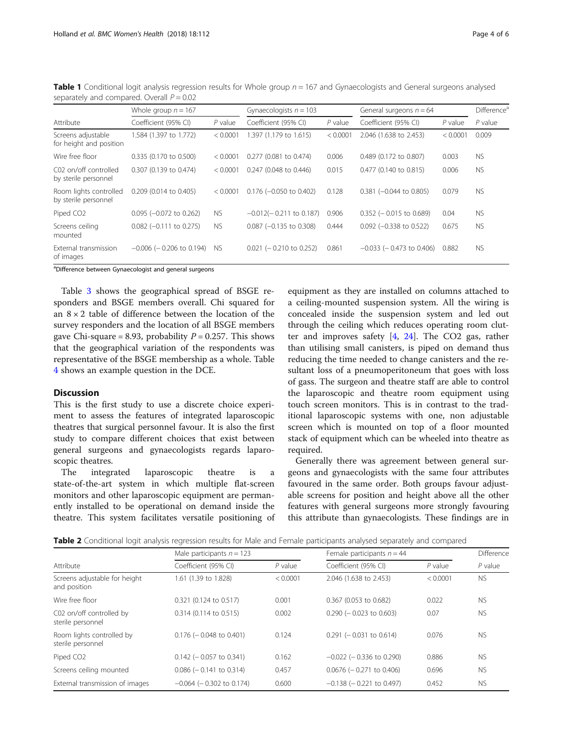**Table 1** Conditional logit analysis regression results for Whole group $n = 167$ and Gynaecologists and General surgeons analysed separately and compared. Overall $P = 0.02$

| | Whole group $n = 167$ | | Gynaecologists $n = 103$ | | General surgeons $n = 64$ | | Difference[a] |
|---|---|---|---|---|---|---|---|
| Attribute | Coefficient (95% CI) | $P$ value | Coefficient (95% CI) | $P$ value | Coefficient (95% CI) | $P$ value | $P$ value |
| Screens adjustable for height and position | 1.584 (1.397 to 1.772) | < 0.0001 | 1.397 (1.179 to 1.615) | < 0.0001 | 2.046 (1.638 to 2.453) | < 0.0001 | 0.009 |
| Wire free floor | 0.335 (0.170 to 0.500) | < 0.0001 | 0.277 (0.081 to 0.474) | 0.006 | 0.489 (0.172 to 0.807) | 0.003 | NS |
| C02 on/off controlled by sterile personnel | 0.307 (0.139 to 0.474) | < 0.0001 | 0.247 (0.048 to 0.446) | 0.015 | 0.477 (0.140 to 0.815) | 0.006 | NS |
| Room lights controlled by sterile personnel | 0.209 (0.014 to 0.405) | < 0.0001 | 0.176 (−0.050 to 0.402) | 0.128 | 0.381 (−0.044 to 0.805) | 0.079 | NS |
| Piped CO2 | 0.095 (−0.072 to 0.262) | NS | −0.012(− 0.211 to 0.187) | 0.906 | 0.352 (− 0.015 to 0.689) | 0.04 | NS |
| Screens ceiling mounted | 0.082 (−0.111 to 0.275) | NS | 0.087 (−0.135 to 0.308) | 0.444 | 0.092 (−0.338 to 0.522) | 0.675 | NS |
| External transmission of images | −0.006 (− 0.206 to 0.194) | NS | 0.021 (− 0.210 to 0.252) | 0.861 | −0.033 (− 0.473 to 0.406) | 0.882 | NS |

[a]Difference between Gynaecologist and general surgeons

Table 3 shows the geographical spread of BSGE responders and BSGE members overall. Chi squared for an $8 \times 2$ table of difference between the location of the survey responders and the location of all BSGE members gave Chi-square = 8.93, probability $P = 0.257$. This shows that the geographical variation of the respondents was representative of the BSGE membership as a whole. Table 4 shows an example question in the DCE.

## Discussion

This is the first study to use a discrete choice experiment to assess the features of integrated laparoscopic theatres that surgical personnel favour. It is also the first study to compare different choices that exist between general surgeons and gynaecologists regards laparoscopic theatres.

The integrated laparoscopic theatre is a state-of-the-art system in which multiple flat-screen monitors and other laparoscopic equipment are permanently installed to be operational on demand inside the theatre. This system facilitates versatile positioning of equipment as they are installed on columns attached to a ceiling-mounted suspension system. All the wiring is concealed inside the suspension system and led out through the ceiling which reduces operating room clutter and improves safety [4, 24]. The CO2 gas, rather than utilising small canisters, is piped on demand thus reducing the time needed to change canisters and the resultant loss of a pneumoperitoneum that goes with loss of gass. The surgeon and theatre staff are able to control the laparoscopic and theatre room equipment using touch screen monitors. This is in contrast to the traditional laparoscopic systems with one, non adjustable screen which is mounted on top of a floor mounted stack of equipment which can be wheeled into theatre as required.

Generally there was agreement between general surgeons and gynaecologists with the same four attributes favoured in the same order. Both groups favour adjustable screens for position and height above all the other features with general surgeons more strongly favouring this attribute than gynaecologists. These findings are in

**Table 2** Conditional logit analysis regression results for Male and Female participants analysed separately and compared

| | Male participants $n = 123$ | | Female participants $n = 44$ | | Difference |
|---|---|---|---|---|---|
| Attribute | Coefficient (95% CI) | $P$ value | Coefficient (95% CI) | $P$ value | $P$ value |
| Screens adjustable for height and position | 1.61 (1.39 to 1.828) | < 0.0001 | 2.046 (1.638 to 2.453) | < 0.0001 | NS |
| Wire free floor | 0.321 (0.124 to 0.517) | 0.001 | 0.367 (0.053 to 0.682) | 0.022 | NS |
| C02 on/off controlled by sterile personnel | 0.314 (0.114 to 0.515) | 0.002 | 0.290 (− 0.023 to 0.603) | 0.07 | NS |
| Room lights controlled by sterile personnel | 0.176 (− 0.048 to 0.401) | 0.124 | 0.291 (− 0.031 to 0.614) | 0.076 | NS |
| Piped CO2 | 0.142 (− 0.057 to 0.341) | 0.162 | −0.022 (− 0.336 to 0.290) | 0.886 | NS |
| Screens ceiling mounted | 0.086 (− 0.141 to 0.314) | 0.457 | 0.0676 (− 0.271 to 0.406) | 0.696 | NS |
| External transmission of images | −0.064 (− 0.302 to 0.174) | 0.600 | −0.138 (− 0.221 to 0.497) | 0.452 | NS |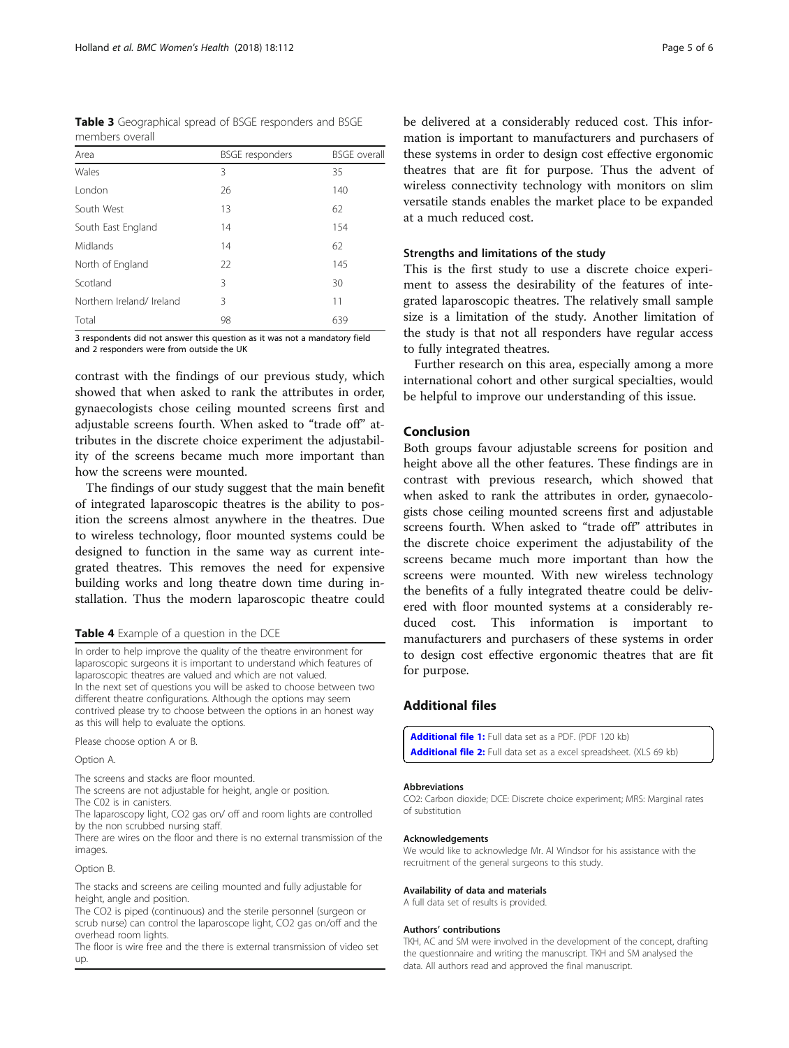**Table 3** Geographical spread of BSGE responders and BSGE members overall

| Area | BSGE responders | BSGE overall |
|---|---|---|
| Wales | 3 | 35 |
| London | 26 | 140 |
| South West | 13 | 62 |
| South East England | 14 | 154 |
| Midlands | 14 | 62 |
| North of England | 22 | 145 |
| Scotland | 3 | 30 |
| Northern Ireland/ Ireland | 3 | 11 |
| Total | 98 | 639 |

3 respondents did not answer this question as it was not a mandatory field and 2 responders were from outside the UK

contrast with the findings of our previous study, which showed that when asked to rank the attributes in order, gynaecologists chose ceiling mounted screens first and adjustable screens fourth. When asked to "trade off" attributes in the discrete choice experiment the adjustability of the screens became much more important than how the screens were mounted.

The findings of our study suggest that the main benefit of integrated laparoscopic theatres is the ability to position the screens almost anywhere in the theatres. Due to wireless technology, floor mounted systems could be designed to function in the same way as current integrated theatres. This removes the need for expensive building works and long theatre down time during installation. Thus the modern laparoscopic theatre could be delivered at a considerably reduced cost. This information is important to manufacturers and purchasers of these systems in order to design cost effective ergonomic theatres that are fit for purpose. Thus the advent of wireless connectivity technology with monitors on slim versatile stands enables the market place to be expanded at a much reduced cost.

**Table 4** Example of a question in the DCE

In order to help improve the quality of the theatre environment for laparoscopic surgeons it is important to understand which features of laparoscopic theatres are valued and which are not valued.
In the next set of questions you will be asked to choose between two different theatre configurations. Although the options may seem contrived please try to choose between the options in an honest way as this will help to evaluate the options.

Please choose option A or B.

Option A.

The screens and stacks are floor mounted.
The screens are not adjustable for height, angle or position.
The C02 is in canisters.
The laparoscopy light, CO2 gas on/ off and room lights are controlled by the non scrubbed nursing staff.
There are wires on the floor and there is no external transmission of the images.

Option B.

The stacks and screens are ceiling mounted and fully adjustable for height, angle and position.
The CO2 is piped (continuous) and the sterile personnel (surgeon or scrub nurse) can control the laparoscope light, CO2 gas on/off and the overhead room lights.
The floor is wire free and the there is external transmission of video set up.

### Strengths and limitations of the study

This is the first study to use a discrete choice experiment to assess the desirability of the features of integrated laparoscopic theatres. The relatively small sample size is a limitation of the study. Another limitation of the study is that not all responders have regular access to fully integrated theatres.

Further research on this area, especially among a more international cohort and other surgical specialties, would be helpful to improve our understanding of this issue.

## Conclusion

Both groups favour adjustable screens for position and height above all the other features. These findings are in contrast with previous research, which showed that when asked to rank the attributes in order, gynaecologists chose ceiling mounted screens first and adjustable screens fourth. When asked to "trade off" attributes in the discrete choice experiment the adjustability of the screens became much more important than how the screens were mounted. With new wireless technology the benefits of a fully integrated theatre could be delivered with floor mounted systems at a considerably reduced cost. This information is important to manufacturers and purchasers of these systems in order to design cost effective ergonomic theatres that are fit for purpose.

## Additional files

**Additional file 1:** Full data set as a PDF. (PDF 120 kb)
**Additional file 2:** Full data set as a excel spreadsheet. (XLS 69 kb)

#### Abbreviations

CO2: Carbon dioxide; DCE: Discrete choice experiment; MRS: Marginal rates of substitution

#### Acknowledgements

We would like to acknowledge Mr. Al Windsor for his assistance with the recruitment of the general surgeons to this study.

#### Availability of data and materials

A full data set of results is provided.

#### Authors' contributions

TKH, AC and SM were involved in the development of the concept, drafting the questionnaire and writing the manuscript. TKH and SM analysed the data. All authors read and approved the final manuscript.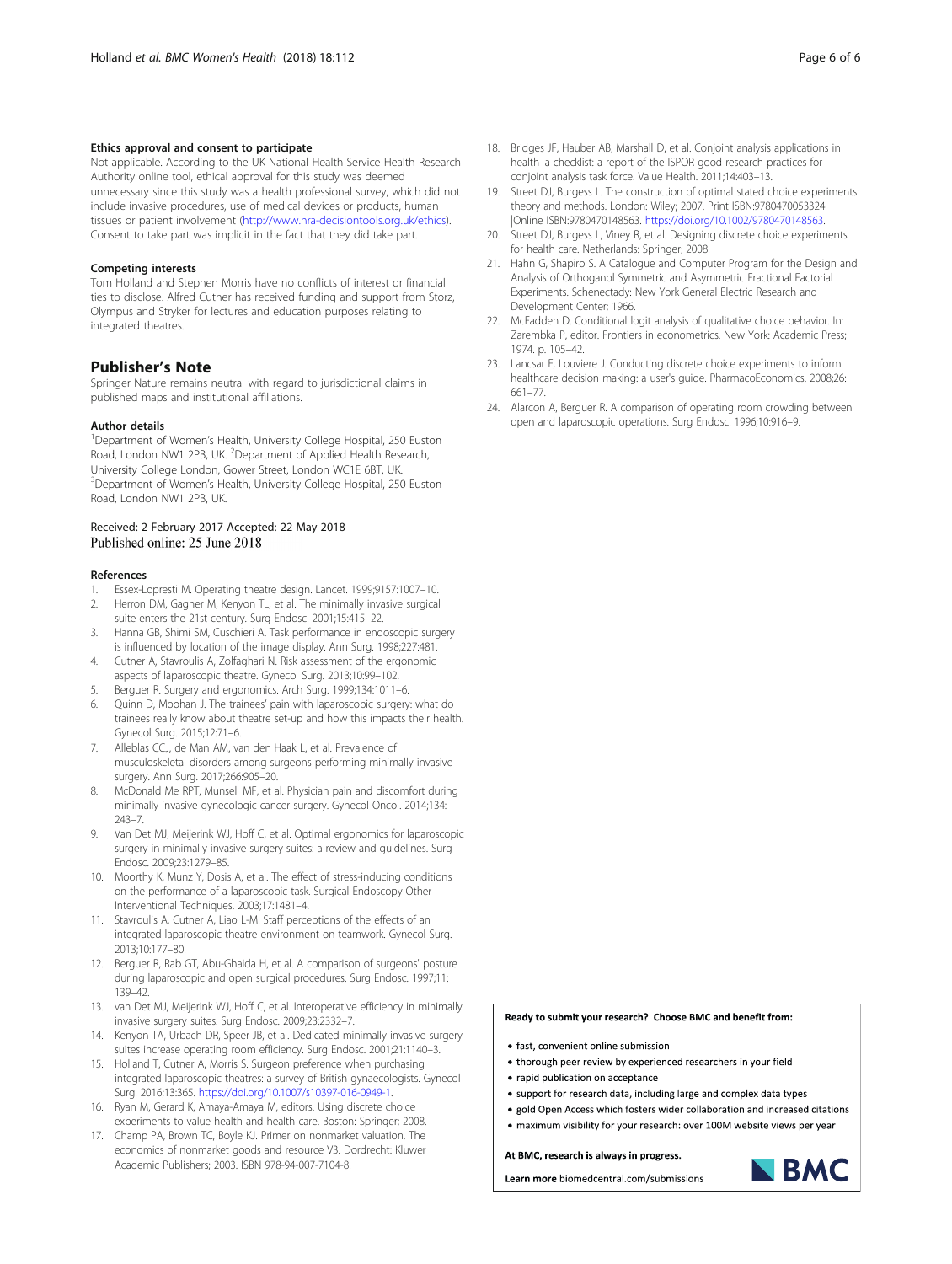#### Ethics approval and consent to participate

Not applicable. According to the UK National Health Service Health Research Authority online tool, ethical approval for this study was deemed unnecessary since this study was a health professional survey, which did not include invasive procedures, use of medical devices or products, human tissues or patient involvement (http://www.hra-decisiontools.org.uk/ethics). Consent to take part was implicit in the fact that they did take part.

#### Competing interests

Tom Holland and Stephen Morris have no conflicts of interest or financial ties to disclose. Alfred Cutner has received funding and support from Storz, Olympus and Stryker for lectures and education purposes relating to integrated theatres.

### Publisher's Note

Springer Nature remains neutral with regard to jurisdictional claims in published maps and institutional affiliations.

#### Author details

[1]Department of Women's Health, University College Hospital, 250 Euston Road, London NW1 2PB, UK. [2]Department of Applied Health Research, University College London, Gower Street, London WC1E 6BT, UK. [3]Department of Women's Health, University College Hospital, 250 Euston Road, London NW1 2PB, UK.

Received: 2 February 2017 Accepted: 22 May 2018
Published online: 25 June 2018

#### References

1. Essex-Lopresti M. Operating theatre design. Lancet. 1999;9157:1007–10.
2. Herron DM, Gagner M, Kenyon TL, et al. The minimally invasive surgical suite enters the 21st century. Surg Endosc. 2001;15:415–22.
3. Hanna GB, Shimi SM, Cuschieri A. Task performance in endoscopic surgery is influenced by location of the image display. Ann Surg. 1998;227:481.
4. Cutner A, Stavroulis A, Zolfaghari N. Risk assessment of the ergonomic aspects of laparoscopic theatre. Gynecol Surg. 2013;10:99–102.
5. Berguer R. Surgery and ergonomics. Arch Surg. 1999;134:1011–6.
6. Quinn D, Moohan J. The trainees' pain with laparoscopic surgery: what do trainees really know about theatre set-up and how this impacts their health. Gynecol Surg. 2015;12:71–6.
7. Alleblas CCJ, de Man AM, van den Haak L, et al. Prevalence of musculoskeletal disorders among surgeons performing minimally invasive surgery. Ann Surg. 2017;266:905–20.
8. McDonald Me RPT, Munsell MF, et al. Physician pain and discomfort during minimally invasive gynecologic cancer surgery. Gynecol Oncol. 2014;134: 243–7.
9. Van Det MJ, Meijerink WJ, Hoff C, et al. Optimal ergonomics for laparoscopic surgery in minimally invasive surgery suites: a review and guidelines. Surg Endosc. 2009;23:1279–85.
10. Moorthy K, Munz Y, Dosis A, et al. The effect of stress-inducing conditions on the performance of a laparoscopic task. Surgical Endoscopy Other Interventional Techniques. 2003;17:1481–4.
11. Stavroulis A, Cutner A, Liao L-M. Staff perceptions of the effects of an integrated laparoscopic theatre environment on teamwork. Gynecol Surg. 2013;10:177–80.
12. Berguer R, Rab GT, Abu-Ghaida H, et al. A comparison of surgeons' posture during laparoscopic and open surgical procedures. Surg Endosc. 1997;11: 139–42.
13. van Det MJ, Meijerink WJ, Hoff C, et al. Interoperative efficiency in minimally invasive surgery suites. Surg Endosc. 2009;23:2332–7.
14. Kenyon TA, Urbach DR, Speer JB, et al. Dedicated minimally invasive surgery suites increase operating room efficiency. Surg Endosc. 2001;21:1140–3.
15. Holland T, Cutner A, Morris S. Surgeon preference when purchasing integrated laparoscopic theatres: a survey of British gynaecologists. Gynecol Surg. 2016;13:365. https://doi.org/10.1007/s10397-016-0949-1.
16. Ryan M, Gerard K, Amaya-Amaya M, editors. Using discrete choice experiments to value health and health care. Boston: Springer; 2008.
17. Champ PA, Brown TC, Boyle KJ. Primer on nonmarket valuation. The economics of nonmarket goods and resource V3. Dordrecht: Kluwer Academic Publishers; 2003. ISBN 978-94-007-7104-8.
18. Bridges JF, Hauber AB, Marshall D, et al. Conjoint analysis applications in health–a checklist: a report of the ISPOR good research practices for conjoint analysis task force. Value Health. 2011;14:403–13.
19. Street DJ, Burgess L. The construction of optimal stated choice experiments: theory and methods. London: Wiley; 2007. Print ISBN:9780470053324 |Online ISBN:9780470148563. https://doi.org/10.1002/9780470148563.
20. Street DJ, Burgess L, Viney R, et al. Designing discrete choice experiments for health care. Netherlands: Springer; 2008.
21. Hahn G, Shapiro S. A Catalogue and Computer Program for the Design and Analysis of Orthoganol Symmetric and Asymmetric Fractional Factorial Experiments. Schenectady: New York General Electric Research and Development Center; 1966.
22. McFadden D. Conditional logit analysis of qualitative choice behavior. In: Zarembka P, editor. Frontiers in econometrics. New York: Academic Press; 1974. p. 105–42.
23. Lancsar E, Louviere J. Conducting discrete choice experiments to inform healthcare decision making: a user's guide. PharmacoEconomics. 2008;26: 661–77.
24. Alarcon A, Berguer R. A comparison of operating room crowding between open and laparoscopic operations. Surg Endosc. 1996;10:916–9.

**Ready to submit your research? Choose BMC and benefit from:**

- fast, convenient online submission
- thorough peer review by experienced researchers in your field
- rapid publication on acceptance
- support for research data, including large and complex data types
- gold Open Access which fosters wider collaboration and increased citations
- maximum visibility for your research: over 100M website views per year

**At BMC, research is always in progress.**

**Learn more** biomedcentral.com/submissions